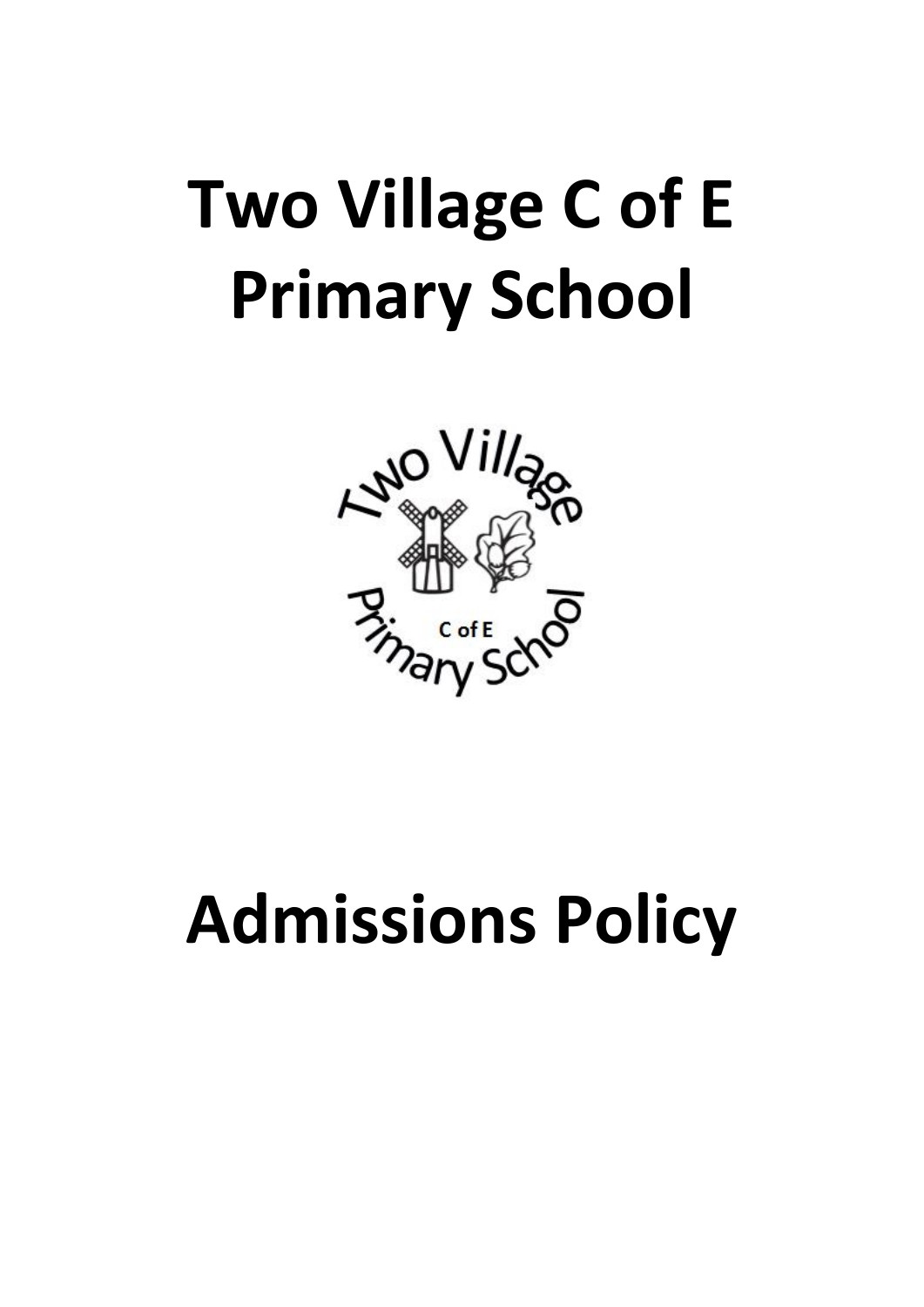# Two Village C of E Primary School

# Admissions Policy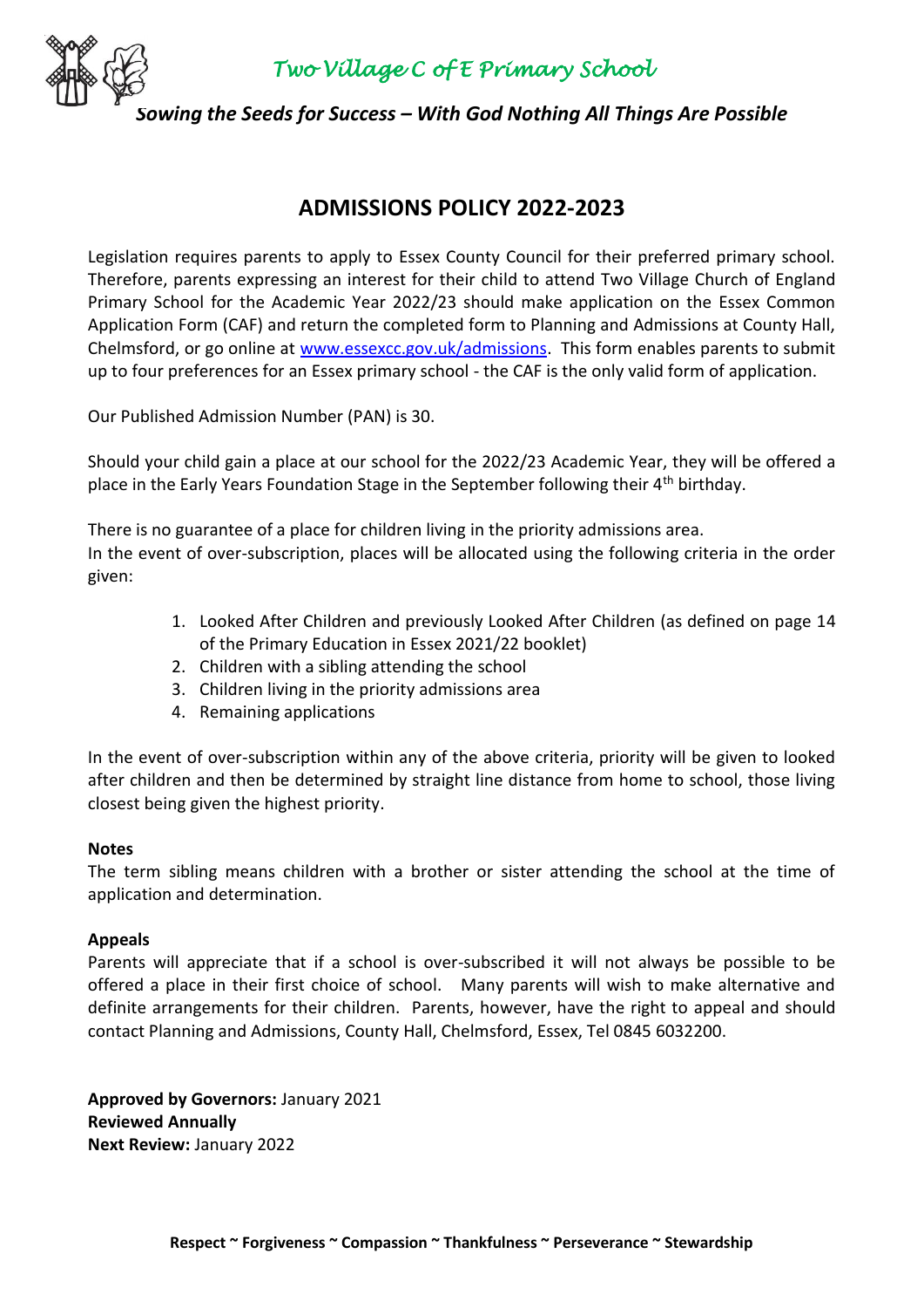*Two Village C of E Primary School*

***Sowing the Seeds for Success – With God Nothing All Things Are Possible***

## ADMISSIONS POLICY 2022-2023

Legislation requires parents to apply to Essex County Council for their preferred primary school. Therefore, parents expressing an interest for their child to attend Two Village Church of England Primary School for the Academic Year 2022/23 should make application on the Essex Common Application Form (CAF) and return the completed form to Planning and Admissions at County Hall, Chelmsford, or go online at www.essexcc.gov.uk/admissions. This form enables parents to submit up to four preferences for an Essex primary school - the CAF is the only valid form of application.

Our Published Admission Number (PAN) is 30.

Should your child gain a place at our school for the 2022/23 Academic Year, they will be offered a place in the Early Years Foundation Stage in the September following their 4th birthday.

There is no guarantee of a place for children living in the priority admissions area.
In the event of over-subscription, places will be allocated using the following criteria in the order given:

1. Looked After Children and previously Looked After Children (as defined on page 14 of the Primary Education in Essex 2021/22 booklet)
2. Children with a sibling attending the school
3. Children living in the priority admissions area
4. Remaining applications

In the event of over-subscription within any of the above criteria, priority will be given to looked after children and then be determined by straight line distance from home to school, those living closest being given the highest priority.

**Notes**
The term sibling means children with a brother or sister attending the school at the time of application and determination.

**Appeals**
Parents will appreciate that if a school is over-subscribed it will not always be possible to be offered a place in their first choice of school. Many parents will wish to make alternative and definite arrangements for their children. Parents, however, have the right to appeal and should contact Planning and Admissions, County Hall, Chelmsford, Essex, Tel 0845 6032200.

**Approved by Governors:** January 2021
**Reviewed Annually**
**Next Review:** January 2022

**Respect ~ Forgiveness ~ Compassion ~ Thankfulness ~ Perseverance ~ Stewardship**